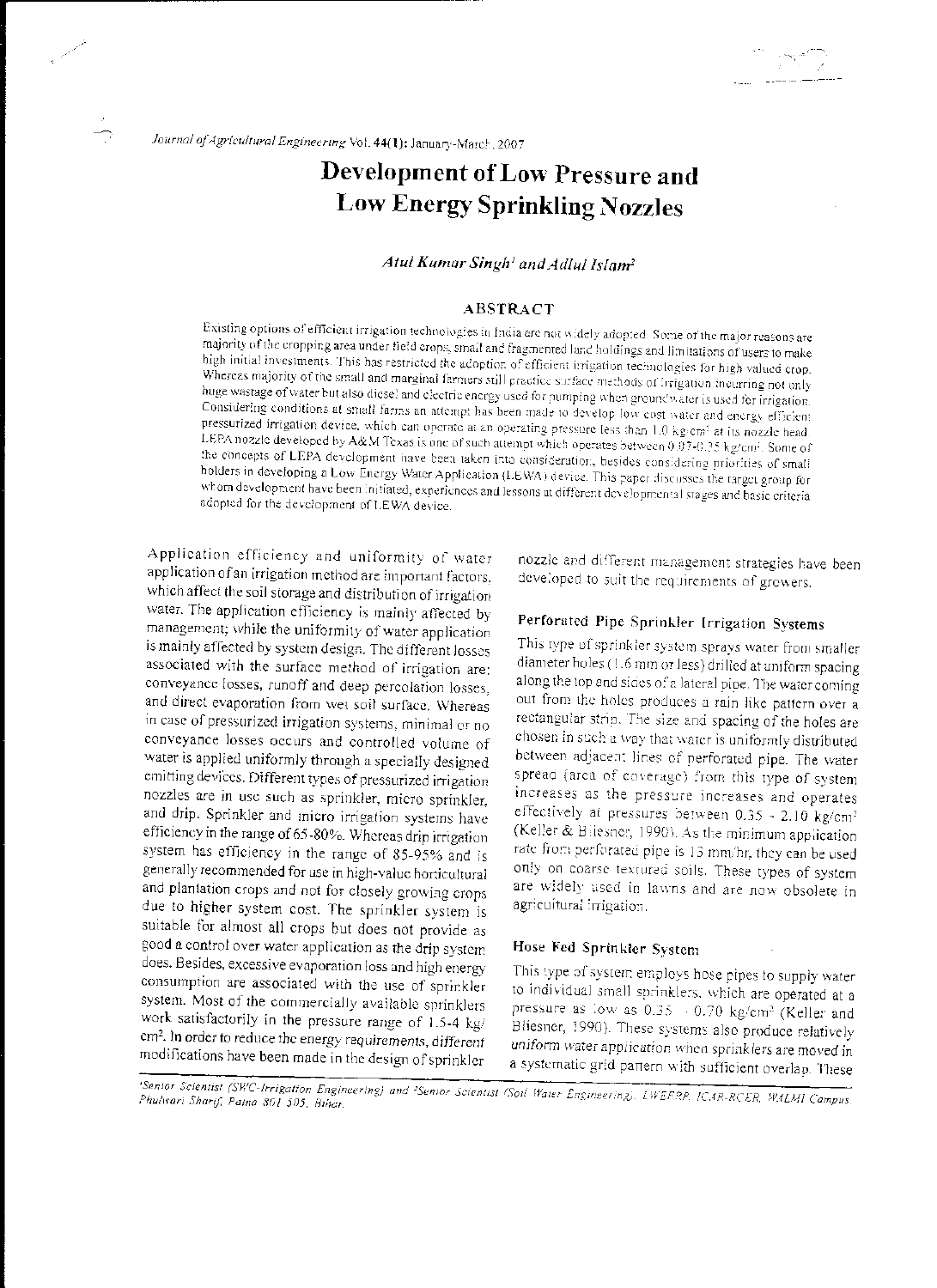# Development of Low Pressure and Low Energy Sprinkling Nozzles

*Atul Kumar Singh*[1] *and Adlul Islam*[2]

## ABSTRACT

Existing options of efficient irrigation technologies in India are not widely adopted. Some of the major reasons are majority of the cropping area under field crops, small and fragmented land holdings and limitations of users to make high initial investments. This has restricted the adoption of efficient irrigation technologies for high valued crop. Whereas majority of the small and marginal farmers still practice surface methods of irrigation incurring not only huge wastage of water but also diesel and electric energy used for pumping when groundwater is used for irrigation. Considering conditions at small farms an attempt has been made to develop low cost water and energy efficient pressurized irrigation device, which can operate at an operating pressure less than 1.0 kg/cm² at its nozzle head. LEPA nozzle developed by A&M Texas is one of such attempt which operates between 0.07-0.35 kg/cm². Some of the concepts of LEPA development have been taken into consideration, besides considering priorities of small holders in developing a Low Energy Water Application (LEWA) device. This paper discusses the target group for whom development have been initiated, experiences and lessons at different developmental stages and basic criteria adopted for the development of LEWA device.

Application efficiency and uniformity of water application of an irrigation method are important factors, which affect the soil storage and distribution of irrigation water. The application efficiency is mainly affected by management; while the uniformity of water application is mainly affected by system design. The different losses associated with the surface method of irrigation are: conveyance losses, runoff and deep percolation losses, and direct evaporation from wet soil surface. Whereas in case of pressurized irrigation systems, minimal or no conveyance losses occurs and controlled volume of water is applied uniformly through a specially designed emitting devices. Different types of pressurized irrigation nozzles are in use such as sprinkler, micro sprinkler, and drip. Sprinkler and micro irrigation systems have efficiency in the range of 65-80%. Whereas drip irrigation system has efficiency in the range of 85-95% and is generally recommended for use in high-value horticultural and plantation crops and not for closely growing crops due to higher system cost. The sprinkler system is suitable for almost all crops but does not provide as good a control over water application as the drip system does. Besides, excessive evaporation loss and high energy consumption are associated with the use of sprinkler system. Most of the commercially available sprinklers work satisfactorily in the pressure range of 1.5-4 kg/cm². In order to reduce the energy requirements, different modifications have been made in the design of sprinkler nozzle and different management strategies have been developed to suit the requirements of growers.

### Perforated Pipe Sprinkler Irrigation Systems

This type of sprinkler system sprays water from smaller diameter holes (1.6 mm or less) drilled at uniform spacing along the top and sides of a lateral pipe. The water coming out from the holes produces a rain like pattern over a rectangular strip. The size and spacing of the holes are chosen in such a way that water is uniformly distributed between adjacent lines of perforated pipe. The water spread (area of coverage) from this type of system increases as the pressure increases and operates effectively at pressures between 0.35 - 2.10 kg/cm² (Keller & Bliesner, 1990). As the minimum application rate from perforated pipe is 13 mm/hr, they can be used only on coarse textured soils. These types of system are widely used in lawns and are now obsolete in agricultural irrigation.

### Hose Fed Sprinkler System

This type of system employs hose pipes to supply water to individual small sprinklers, which are operated at a pressure as low as 0.35 - 0.70 kg/cm² (Keller and Bliesner, 1990). These systems also produce relatively *uniform water application* when sprinklers are moved in a systematic grid pattern with sufficient overlap. These

[1]Senior Scientist (SWC-Irrigation Engineering) and [2]Senior Scientist (Soil Water Engineering), LWEFRP, ICAR-RCER, WALMI Campus, Phulwari Sharif, Patna 801 505, Bihar.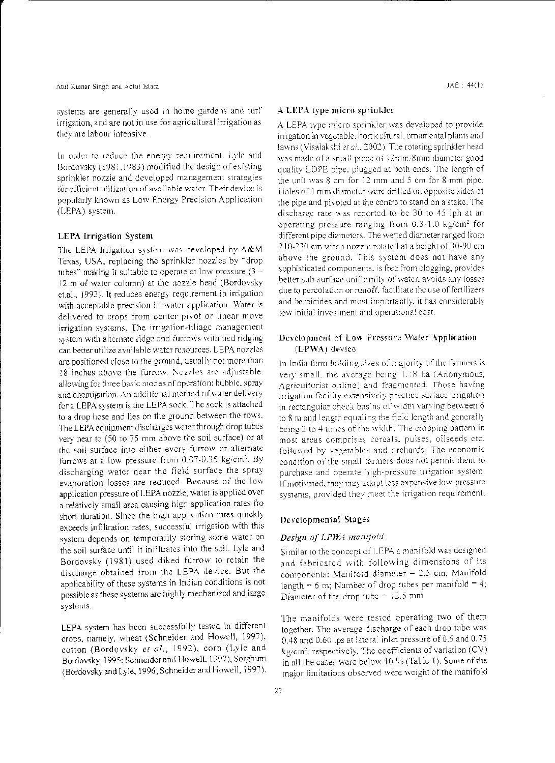systems are generally used in home gardens and turf irrigation, and are not in use for agricultural irrigation as they are labour intensive.

In order to reduce the energy requirement, Lyle and Bordovsky (1981,1983) modified the design of existing sprinkler nozzle and developed management strategies for efficient utilization of available water. Their device is popularly known as Low Energy Precision Application (LEPA) system.

### LEPA Irrigation System

The LEPA Irrigation system was developed by A&M Texas, USA, replacing the sprinkler nozzles by "drop tubes" making it suitable to operate at low pressure (3 – 12 m of water column) at the nozzle head (Bordovsky et.al., 1992). It reduces energy requirement in irrigation with acceptable precision in water application. Water is delivered to crops from center pivot or linear move irrigation systems. The irrigation-tillage management system with alternate ridge and furrows with tied ridging can better utilize available water resources. LEPA nozzles are positioned close to the ground, usually not more than 18 inches above the furrow. Nozzles are adjustable, allowing for three basic modes of operation: bubble, spray and chemigation. An additional method of water delivery for a LEPA system is the LEPA sock. The sock is attached to a drop hose and lies on the ground between the rows. The LEPA equipment discharges water through drop tubes very near to (50 to 75 mm above the soil surface) or at the soil surface into either every furrow or alternate furrows at a low pressure from 0.07-0.35 kg/cm². By discharging water near the field surface the spray evaporation losses are reduced. Because of the low application pressure of LEPA nozzle, water is applied over a relatively small area causing high application rates fro short duration. Since the high application rates quickly exceeds infiltration rates, successful irrigation with this system depends on temporarily storing some water on the soil surface until it infiltrates into the soil. Lyle and Bordovsky (1981) used diked furrow to retain the discharge obtained from the LEPA device. But the applicability of these systems in Indian conditions is not possible as these systems are highly mechanized and large systems.

LEPA system has been successfully tested in different crops, namely, wheat (Schneider and Howell, 1997), cotton (Bordovsky *et al.*, 1992), corn (Lyle and Bordovsky, 1995; Schneider and Howell, 1997), Sorghum (Bordovsky and Lyle, 1996; Schneider and Howell, 1997).

### A LEPA type micro sprinkler

A LEPA type micro sprinkler was developed to provide irrigation in vegetable, horticultural, ornamental plants and lawns (Visalakshi *et al.*, 2002). The rotating sprinkler head was made of a small piece of 12mm/8mm diameter good quality LDPE pipe, plugged at both ends. The length of the unit was 8 cm for 12 mm and 5 cm for 8 mm pipe. Holes of 1 mm diameter were drilled on opposite sides of the pipe and pivoted at the centre to stand on a stake. The discharge rate was reported to be 30 to 45 lph at an operating pressure ranging from 0.3-1.0 kg/cm² for different pipe diameters. The wetted diameter ranged from 210-230 cm when nozzle rotated at a height of 30-90 cm above the ground. This system does not have any sophisticated components, is free from clogging, provides better sub-surface uniformity of water, avoids any losses due to percolation or runoff, facilitate the use of fertilizers and herbicides and most importantly, it has considerably low initial investment and operational cost.

### Development of Low Pressure Water Application (LPWA) device

In India farm holding sizes of majority of the farmers is very small, the average being 1.18 ha (Anonymous, Agriculturist online) and fragmented. Those having irrigation facility extensively practice surface irrigation in rectangular check basins of width varying between 6 to 8 m and length equaling the field length and generally being 2 to 4 times of the width. The cropping pattern in most areas comprises cereals, pulses, oilseeds etc. followed by vegetables and orchards. The economic condition of the small farmers does not permit them to purchase and operate high-pressure irrigation system. If motivated, they may adopt less expensive low-pressure systems, provided they meet the irrigation requirement.

### Developmental Stages

#### *Design of LPWA manifold*

Similar to the concept of LEPA a manifold was designed and fabricated with following dimensions of its components: Manifold diameter = 2.5 cm; Manifold length = 6 m; Number of drop tubes per manifold = 4; Diameter of the drop tube = 12.5 mm

The manifolds were tested operating two of them together. The average discharge of each drop tube was 0.48 and 0.60 lps at lateral inlet pressure of 0.5 and 0.75 kg/cm², respectively. The coefficients of variation (CV) in all the cases were below 10 % (Table 1). Some of the major limitations observed were weight of the manifold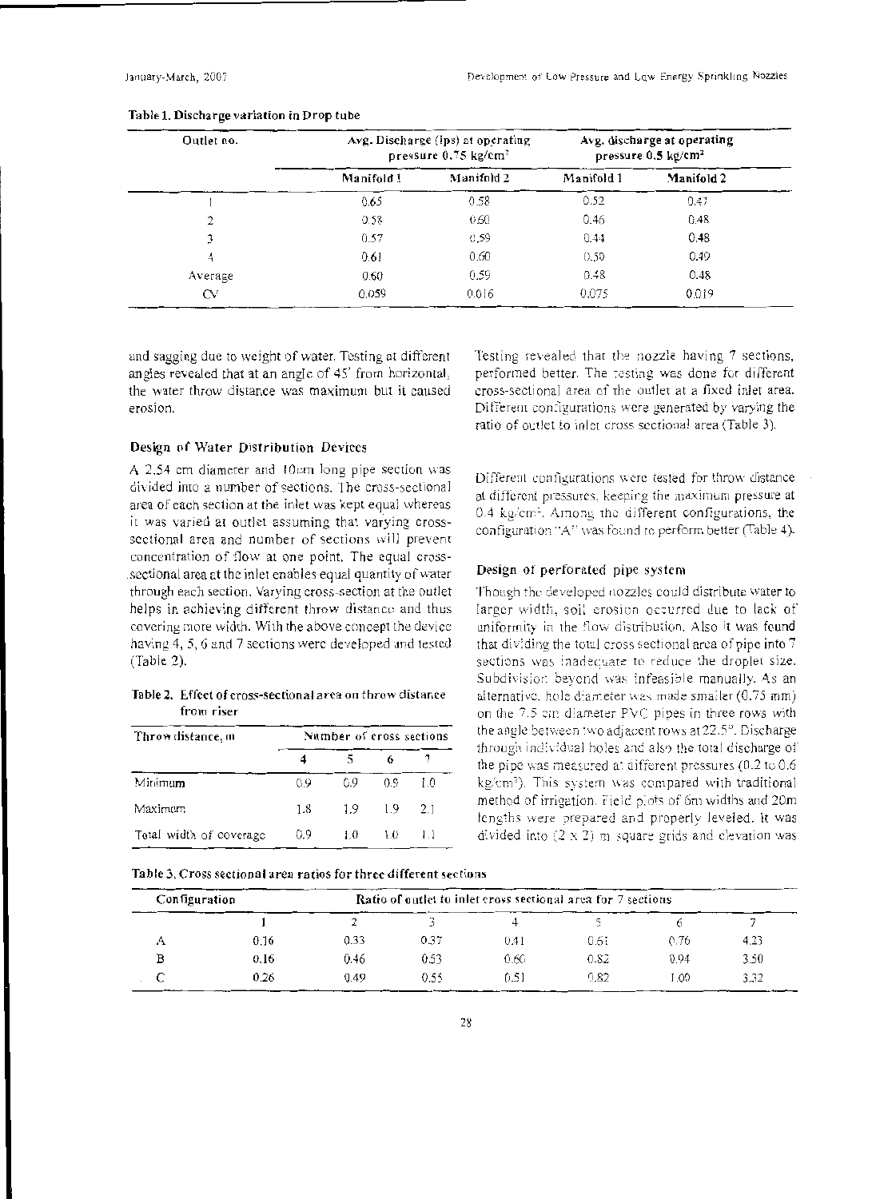**Table 1. Discharge variation in Drop tube**

| Outlet no. | Avg. Discharge (lps) at operating pressure 0.75 kg/cm² | | Avg. discharge at operating pressure 0.5 kg/cm² | |
|---|---|---|---|---|
| | Manifold 1 | Manifold 2 | Manifold 1 | Manifold 2 |
| 1 | 0.65 | 0.58 | 0.52 | 0.47 |
| 2 | 0.58 | 0.60 | 0.46 | 0.48 |
| 3 | 0.57 | 0.59 | 0.44 | 0.48 |
| 4 | 0.61 | 0.60 | 0.50 | 0.49 |
| Average | 0.60 | 0.59 | 0.48 | 0.48 |
| CV | 0.059 | 0.016 | 0.075 | 0.019 |

and sagging due to weight of water. Testing at different angles revealed that at an angle of 45° from horizontal, the water throw distance was maximum but it caused erosion.

### Design of Water Distribution Devices

A 2.54 cm diameter and 10cm long pipe section was divided into a number of sections. The cross-sectional area of each section at the inlet was kept equal whereas it was varied at outlet assuming that varying cross-sectional area and number of sections will prevent concentration of flow at one point. The equal cross-sectional area at the inlet enables equal quantity of water through each section. Varying cross-section at the outlet helps in achieving different throw distance and thus covering more width. With the above concept the device having 4, 5, 6 and 7 sections were developed and tested (Table 2).

**Table 2. Effect of cross-sectional area on throw distance from riser**

| Throw distance, m | Number of cross sections | | | |
|---|---|---|---|---|
| | 4 | 5 | 6 | 7 |
| Minimum | 0.9 | 0.9 | 0.9 | 1.0 |
| Maximum | 1.8 | 1.9 | 1.9 | 2.1 |
| Total width of coverage | 0.9 | 1.0 | 1.0 | 1.1 |

Testing revealed that the nozzle having 7 sections, performed better. The testing was done for different cross-sectional area of the outlet at a fixed inlet area. Different configurations were generated by varying the ratio of outlet to inlet cross sectional area (Table 3).

Different configurations were tested for throw distance at different pressures, keeping the maximum pressure at 0.4 kg/cm². Among the different configurations, the configuration "A" was found to perform better (Table 4).

### Design of perforated pipe system

Though the developed nozzles could distribute water to larger width, soil erosion occurred due to lack of uniformity in the flow distribution. Also it was found that dividing the total cross sectional area of pipe into 7 sections was inadequate to reduce the droplet size. Subdivision beyond was infeasible manually. As an alternative, hole diameter was made smaller (0.75 mm) on the 7.5 cm diameter PVC pipes in three rows with the angle between two adjacent rows at 22.5°. Discharge through individual holes and also the total discharge of the pipe was measured at different pressures (0.2 to 0.6 kg/cm²). This system was compared with traditional method of irrigation. Field plots of 6m widths and 20m lengths were prepared and properly leveled. It was divided into (2 x 2) m square grids and elevation was

**Table 3. Cross sectional area ratios for three different sections**

| Configuration | Ratio of outlet to inlet cross sectional area for 7 sections | | | | | | |
|---|---|---|---|---|---|---|---|
| | 1 | 2 | 3 | 4 | 5 | 6 | 7 |
| A | 0.16 | 0.33 | 0.37 | 0.41 | 0.61 | 0.76 | 4.23 |
| B | 0.16 | 0.46 | 0.53 | 0.60 | 0.82 | 0.94 | 3.50 |
| C | 0.26 | 0.49 | 0.55 | 0.51 | 0.82 | 1.00 | 3.32 |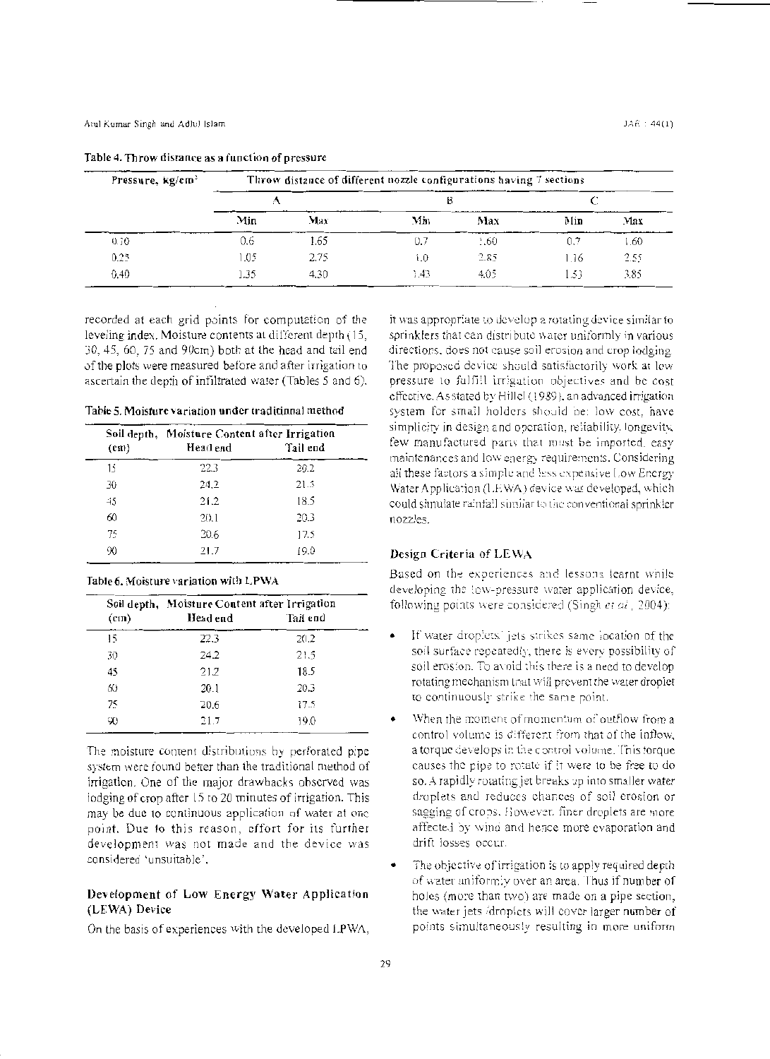**Table 4. Throw distance as a function of pressure**

| Pressure, kg/cm² | Throw distance of different nozzle configurations having 7 sections | | | | | |
|---|---|---|---|---|---|---|
| | A | | B | | C | |
| | Min | Max | Min | Max | Min | Max |
| 0.10 | 0.6 | 1.65 | 0.7 | 1.60 | 0.7 | 1.60 |
| 0.25 | 1.05 | 2.75 | 1.0 | 2.85 | 1.16 | 2.55 |
| 0.40 | 1.35 | 4.30 | 1.43 | 4.05 | 1.53 | 3.85 |

recorded at each grid points for computation of the leveling index. Moisture contents at different depth (15, 30, 45, 60, 75 and 90cm) both at the head and tail end of the plots were measured before and after irrigation to ascertain the depth of infiltrated water (Tables 5 and 6).

**Table 5. Moisture variation under traditinnal method**

| Soil depth, (cm) | Moisture Content after Irrigation | |
|---|---|---|
| | Head end | Tail end |
| 15 | 22.3 | 20.2 |
| 30 | 24.2 | 21.5 |
| 45 | 21.2 | 18.5 |
| 60 | 20.1 | 20.3 |
| 75 | 20.6 | 17.5 |
| 90 | 21.7 | 19.0 |

**Table 6. Moisture variation with LPWA**

| Soil depth, (cm) | Moisture Content after Irrigation | |
|---|---|---|
| | Head end | Tail end |
| 15 | 22.3 | 20.2 |
| 30 | 24.2 | 21.5 |
| 45 | 21.2 | 18.5 |
| 60 | 20.1 | 20.3 |
| 75 | 20.6 | 17.5 |
| 90 | 21.7 | 19.0 |

The moisture content distributions by perforated pipe system were found better than the traditional method of irrigation. One of the major drawbacks observed was lodging of crop after 15 to 20 minutes of irrigation. This may be due to continuous application of water at one point. Due to this reason, effort for its further development was not made and the device was considered 'unsuitable'.

## Development of Low Energy Water Application (LEWA) Device

On the basis of experiences with the developed LPWA, it was appropriate to develop a rotating device similar to sprinklers that can distribute water uniformly in various directions, does not cause soil erosion and crop lodging. The proposed device should satisfactorily work at low pressure to fulfill irrigation objectives and be cost effective. As stated by Hillel (1989), an advanced irrigation system for small holders should be: low cost, have simplicity in design and operation, reliability, longevity, few manufactured parts that must be imported, easy maintenances and low energy requirements. Considering all these factors a simple and less expensive Low Energy Water Application (LEWA) device was developed, which could simulate rainfall similar to the conventional sprinkler nozzles.

## Design Criteria of LEWA

Based on the experiences and lessons learnt while developing the low-pressure water application device, following points were considered (Singh *et al.*, 2004):

- If water droplets' jets strikes same location of the soil surface repeatedly, there is every possibility of soil erosion. To avoid this there is a need to develop rotating mechanism that will prevent the water droplet to continuously strike the same point.
- When the moment of momentum of outflow from a control volume is different from that of the inflow, a torque develops in the control volume. This torque causes the pipe to rotate if it were to be free to do so. A rapidly rotating jet breaks up into smaller water droplets and reduces chances of soil erosion or sagging of crops. However, finer droplets are more affected by wind and hence more evaporation and drift losses occur.
- The objective of irrigation is to apply required depth of water uniformly over an area. Thus if number of holes (more than two) are made on a pipe section, the water jets /droplets will cover larger number of points simultaneously resulting in more uniform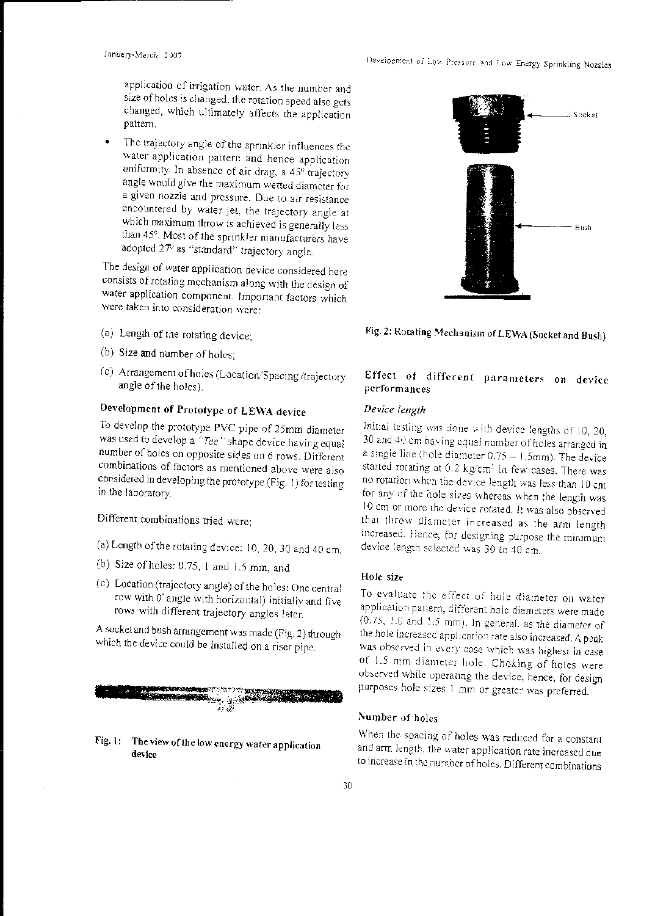application of irrigation water. As the number and size of holes is changed, the rotation speed also gets changed, which ultimately affects the application pattern.

- The trajectory angle of the sprinkler influences the water application pattern and hence application uniformity. In absence of air drag, a 45° trajectory angle would give the maximum wetted diameter for a given nozzle and pressure. Due to air resistance encountered by water jet, the trajectory angle at which maximum throw is achieved is generally less than 45°. Most of the sprinkler manufacturers have adopted 27° as "standard" trajectory angle.

The design of water application device considered here consists of rotating mechanism along with the design of water application component. Important factors which were taken into consideration were:

(a) Length of the rotating device;

(b) Size and number of holes;

(c) Arrangement of holes (Location/Spacing/trajectory angle of the holes).

### Development of Prototype of LEWA device

To develop the prototype PVC pipe of 25mm diameter was used to develop a *"Tee"* shape device having equal number of holes on opposite sides on 6 rows. Different combinations of factors as mentioned above were also considered in developing the prototype (Fig. 1) for testing in the laboratory.

Different combinations tried were;

(a) Length of the rotating device: 10, 20, 30 and 40 cm,

(b) Size of holes: 0.75, 1 and 1.5 mm, and

(c) Location (trajectory angle) of the holes: One central row with 0' angle with horizontal) initially and five rows with different trajectory angles later.

A socket and bush arrangement was made (Fig. 2) through which the device could be installed on a riser pipe.

**Fig. 1: The view of the low energy water application device**

Socket

Bush

**Fig. 2: Rotating Mechanism of LEWA (Socket and Bush)**

### Effect of different parameters on device performances

#### *Device length*

Initial testing was done with device lengths of 10, 20, 30 and 40 cm having equal number of holes arranged in a single line (hole diameter 0.75 – 1.5mm). The device started rotating at 0.2 kg/cm$^2$ in few cases. There was no rotation when the device length was less than 10 cm for any of the hole sizes whereas when the length was 10 cm or more the device rotated. It was also observed that throw diameter increased as the arm length increased. Hence, for designing purpose the minimum device length selected was 30 to 40 cm.

#### Hole size

To evaluate the effect of hole diameter on water application pattern, different hole diameters were made (0.75, 1.0 and 1.5 mm). In general, as the diameter of the hole increased application rate also increased. A peak was observed in every case which was highest in case of 1.5 mm diameter hole. Choking of holes were observed while operating the device, hence, for design purposes hole sizes 1 mm or greater was preferred.

#### Number of holes

When the spacing of holes was reduced for a constant and arm length, the water application rate increased due to increase in the number of holes. Different combinations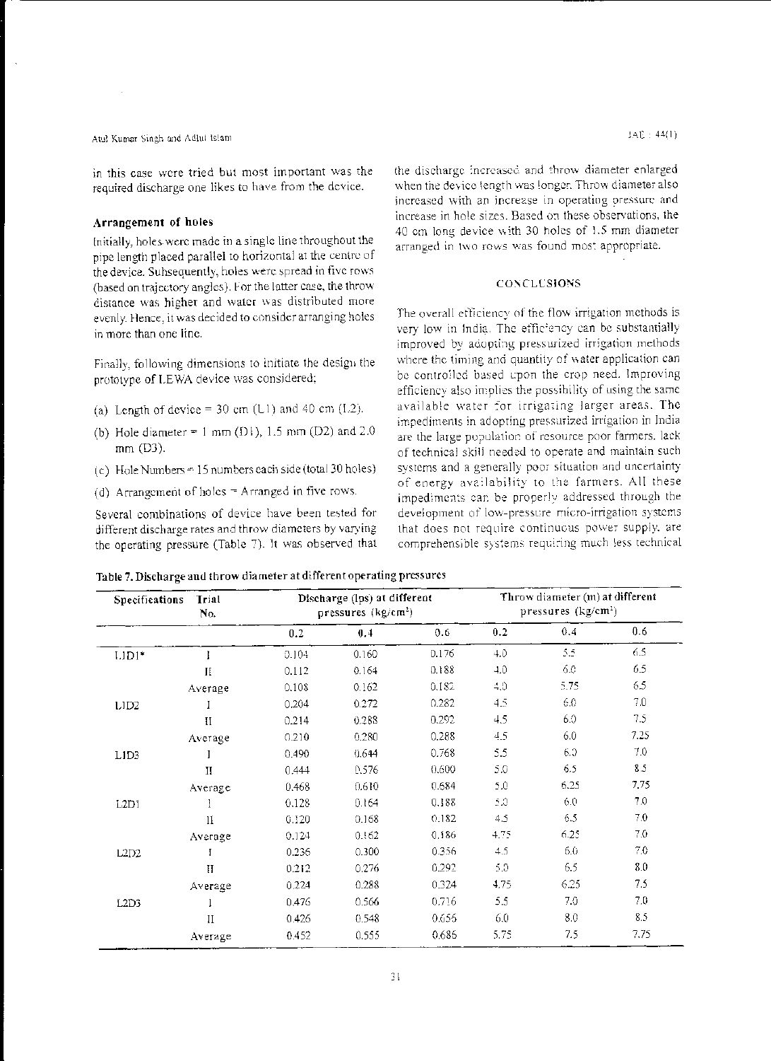in this case were tried but most important was the required discharge one likes to have from the device.

### Arrangement of holes

Initially, holes were made in a single line throughout the pipe length placed parallel to horizontal at the centre of the device. Subsequently, holes were spread in five rows (based on trajectory angles). For the latter case, the throw distance was higher and water was distributed more evenly. Hence, it was decided to consider arranging holes in more than one line.

Finally, following dimensions to initiate the design the prototype of LEWA device was considered;

(a) Length of device = 30 cm (L1) and 40 cm (L2).

(b) Hole diameter = 1 mm (D1), 1.5 mm (D2) and 2.0 mm (D3).

(c) Hole Numbers = 15 numbers each side (total 30 holes)

(d) Arrangement of holes = Arranged in five rows.

Several combinations of device have been tested for different discharge rates and throw diameters by varying the operating pressure (Table 7). It was observed that the discharge increased and throw diameter enlarged when the device length was longer. Throw diameter also increased with an increase in operating pressure and increase in hole sizes. Based on these observations, the 40 cm long device with 30 holes of 1.5 mm diameter arranged in two rows was found most appropriate.

## CONCLUSIONS

The overall efficiency of the flow irrigation methods is very low in India. The efficiency can be substantially improved by adopting pressurized irrigation methods where the timing and quantity of water application can be controlled based upon the crop need. Improving efficiency also implies the possibility of using the same available water for irrigating larger areas. The impediments in adopting pressurized irrigation in India are the large population of resource poor farmers, lack of technical skill needed to operate and maintain such systems and a generally poor situation and uncertainty of energy availability to the farmers. All these impediments can be properly addressed through the development of low-pressure micro-irrigation systems that does not require continuous power supply, are comprehensible systems requiring much less technical

**Table 7. Discharge and throw diameter at different operating pressures**

| Specifications | Trial No. | Discharge (lps) at different pressures ($kg/cm^2$) | | | Throw diameter (m) at different pressures ($kg/cm^2$) | | |
|---|---|---|---|---|---|---|---|
| | | 0.2 | 0.4 | 0.6 | 0.2 | 0.4 | 0.6 |
| L1D1* | I | 0.104 | 0.160 | 0.176 | 4.0 | 5.5 | 6.5 |
| | II | 0.112 | 0.164 | 0.188 | 4.0 | 6.0 | 6.5 |
| | Average | 0.108 | 0.162 | 0.182 | 4.0 | 5.75 | 6.5 |
| L1D2 | I | 0.204 | 0.272 | 0.282 | 4.5 | 6.0 | 7.0 |
| | II | 0.214 | 0.288 | 0.292 | 4.5 | 6.0 | 7.5 |
| | Average | 0.210 | 0.280 | 0.288 | 4.5 | 6.0 | 7.25 |
| L1D3 | I | 0.490 | 0.644 | 0.768 | 5.5 | 6.0 | 7.0 |
| | II | 0.444 | 0.576 | 0.600 | 5.0 | 6.5 | 8.5 |
| | Average | 0.468 | 0.610 | 0.684 | 5.0 | 6.25 | 7.75 |
| L2D1 | I | 0.128 | 0.164 | 0.188 | 5.0 | 6.0 | 7.0 |
| | II | 0.120 | 0.168 | 0.182 | 4.5 | 6.5 | 7.0 |
| | Average | 0.124 | 0.162 | 0.186 | 4.75 | 6.25 | 7.0 |
| L2D2 | I | 0.236 | 0.300 | 0.356 | 4.5 | 6.0 | 7.0 |
| | II | 0.212 | 0.276 | 0.292 | 5.0 | 6.5 | 8.0 |
| | Average | 0.224 | 0.288 | 0.324 | 4.75 | 6.25 | 7.5 |
| L2D3 | I | 0.476 | 0.566 | 0.716 | 5.5 | 7.0 | 7.0 |
| | II | 0.426 | 0.548 | 0.656 | 6.0 | 8.0 | 8.5 |
| | Average | 0.452 | 0.555 | 0.686 | 5.75 | 7.5 | 7.75 |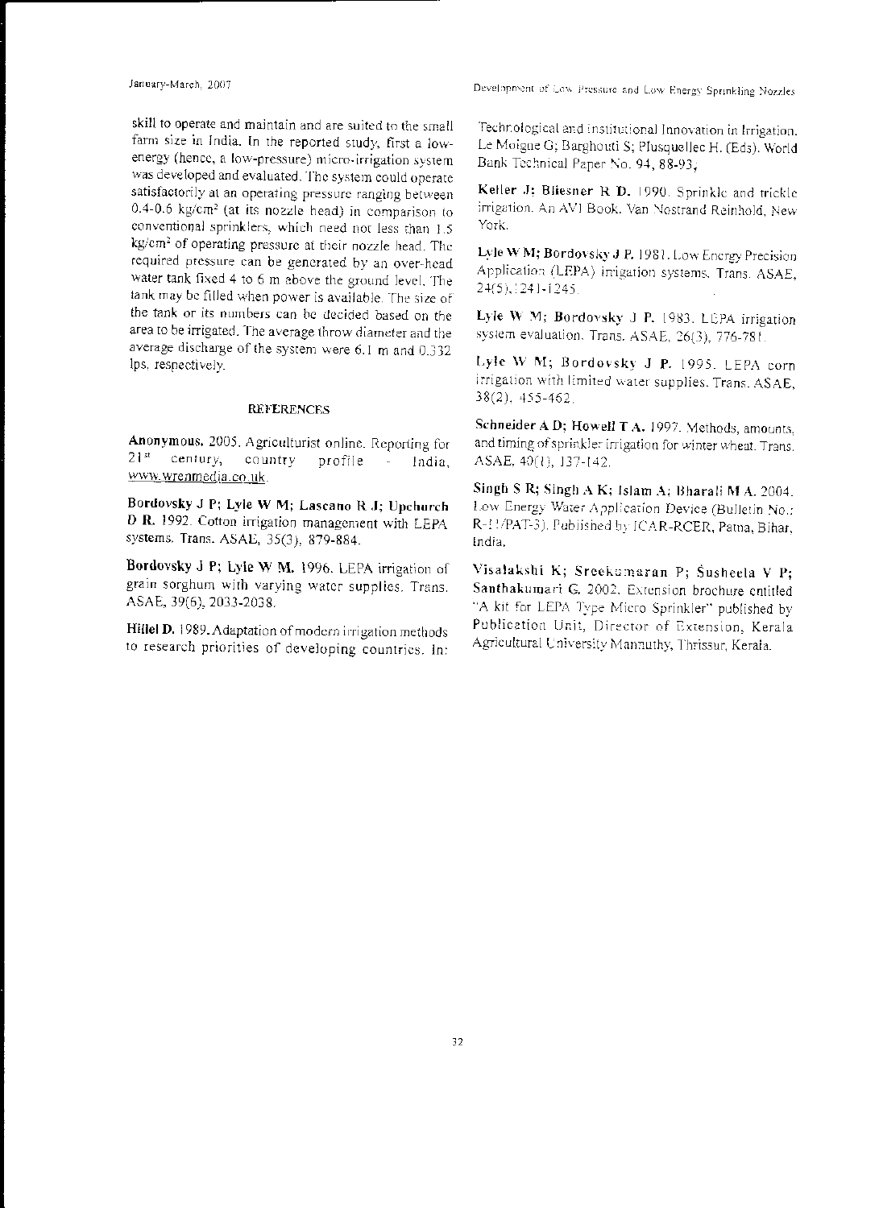skill to operate and maintain and are suited to the small farm size in India. In the reported study, first a low-energy (hence, a low-pressure) micro-irrigation system was developed and evaluated. The system could operate satisfactorily at an operating pressure ranging between 0.4-0.6 kg/cm$^2$ (at its nozzle head) in comparison to conventional sprinklers, which need not less than 1.5 kg/cm$^2$ of operating pressure at their nozzle head. The required pressure can be generated by an over-head water tank fixed 4 to 6 m above the ground level. The tank may be filled when power is available. The size of the tank or its numbers can be decided based on the area to be irrigated. The average throw diameter and the average discharge of the system were 6.1 m and 0.332 lps, respectively.

## REFERENCES

**Anonymous.** 2005. Agriculturist online. Reporting for 21$^{st}$ century, country profile - India, www.wrenmedia.co.uk.

**Bordovsky J P; Lyle W M; Lascano R J; Upchurch D R.** 1992. Cotton irrigation management with LEPA systems. Trans. ASAE, 35(3), 879-884.

**Bordovsky J P; Lyle W M.** 1996. LEPA irrigation of grain sorghum with varying water supplies. Trans. ASAE, 39(6), 2033-2038.

**Hillel D.** 1989. Adaptation of modern irrigation methods to research priorities of developing countries. In: Technological and institutional Innovation in Irrigation. Le Moigne G; Barghouti S; Plusquellec H. (Eds). World Bank Technical Paper No. 94, 88-93.

**Keller J; Bliesner R D.** 1990. Sprinkle and trickle irrigation. An AVI Book. Van Nostrand Reinhold, New York.

**Lyle W M; Bordovsky J P.** 1981. Low Energy Precision Application (LEPA) irrigation systems. Trans. ASAE, 24(5), 1241-1245.

**Lyle W M; Bordovsky J P.** 1983. LEPA irrigation system evaluation. Trans. ASAE, 26(3), 776-781.

**Lyle W M; Bordovsky J P.** 1995. LEPA corn irrigation with limited water supplies. Trans. ASAE, 38(2), 455-462.

**Schneider A D; Howell T A.** 1997. Methods, amounts, and timing of sprinkler irrigation for winter wheat. Trans. ASAE, 40(1), 137-142.

**Singh S R; Singh A K; Islam A; Bharali M A.** 2004. Low Energy Water Application Device (Bulletin No.: R-11/PAT-3). Published by ICAR-RCER, Patna, Bihar, India.

**Visalakshi K; Sreekumaran P; Susheela V P; Santhakumari G.** 2002. Extension brochure entitled "A kit for LEPA Type Micro Sprinkler" published by Publication Unit, Director of Extension, Kerala Agricultural University Mannuthy, Thrissur, Kerala.